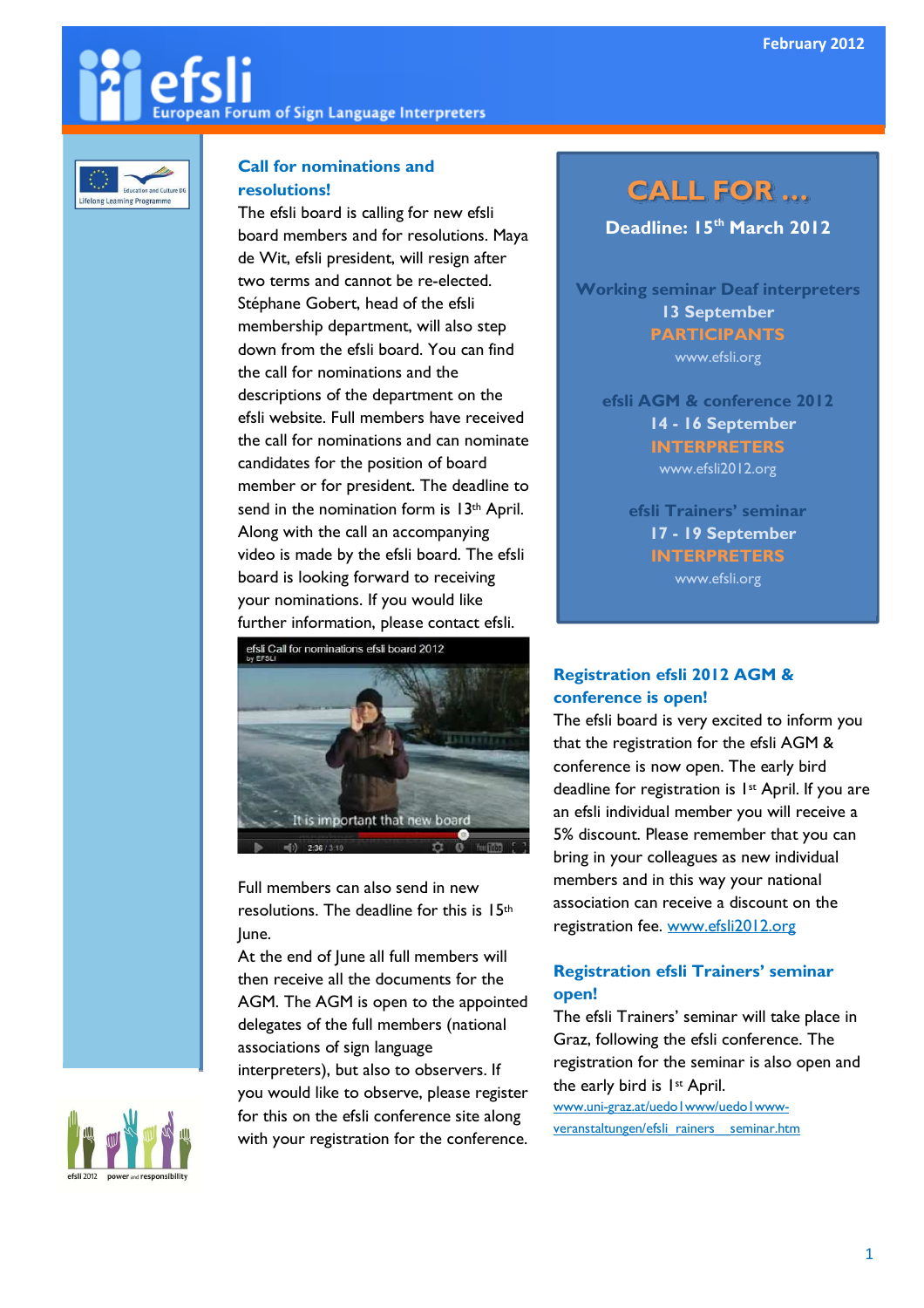# efsli

European Forum of Sign Language Interpreters

February 2012

## Call for nominations and resolutions!

The efsli board is calling for new efsli board members and for resolutions. Maya de Wit, efsli president, will resign after two terms and cannot be re-elected. Stéphane Gobert, head of the efsli membership department, will also step down from the efsli board. You can find the call for nominations and the descriptions of the department on the efsli website. Full members have received the call for nominations and can nominate candidates for the position of board member or for president. The deadline to send in the nomination form is 13th April. Along with the call an accompanying video is made by the efsli board. The efsli board is looking forward to receiving your nominations. If you would like further information, please contact efsli.

Full members can also send in new resolutions. The deadline for this is 15th June.

At the end of June all full members will then receive all the documents for the AGM. The AGM is open to the appointed delegates of the full members (national associations of sign language interpreters), but also to observers. If you would like to observe, please register for this on the efsli conference site along with your registration for the conference.

## CALL FOR …

**Deadline: 15th March 2012**

**Working seminar Deaf interpreters**
**13 September**
**PARTICIPANTS**
www.efsli.org

**efsli AGM & conference 2012**
**14 - 16 September**
**INTERPRETERS**
www.efsli2012.org

**efsli Trainers' seminar**
**17 - 19 September**
**INTERPRETERS**
www.efsli.org

## Registration efsli 2012 AGM & conference is open!

The efsli board is very excited to inform you that the registration for the efsli AGM & conference is now open. The early bird deadline for registration is 1st April. If you are an efsli individual member you will receive a 5% discount. Please remember that you can bring in your colleagues as new individual members and in this way your national association can receive a discount on the registration fee. www.efsli2012.org

## Registration efsli Trainers' seminar open!

The efsli Trainers' seminar will take place in Graz, following the efsli conference. The registration for the seminar is also open and the early bird is 1st April.
www.uni-graz.at/uedo1www/uedo1www-veranstaltungen/efsli_rainers__seminar.htm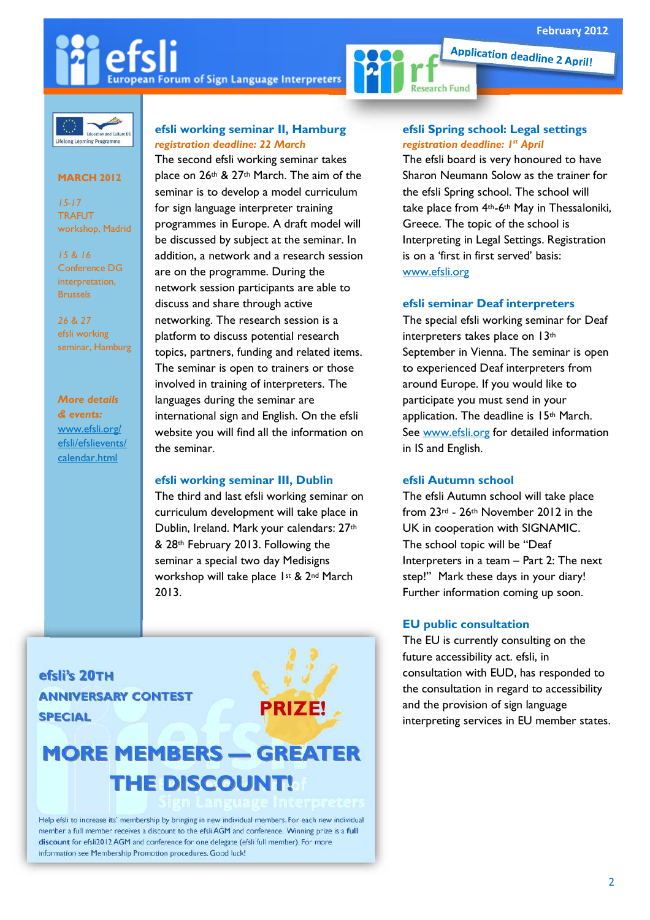February 2012

Application deadline 2 April!

**MARCH 2012**

*15-17*
TRAFUT workshop, Madrid

*15 & 16*
Conference DG interpretation, Brussels

*26 & 27*
efsli working seminar, Hamburg

***More details & events:***
www.efsli.org/efsli/efslievents/calendar.html

## efsli working seminar II, Hamburg

***registration deadline: 22 March***

The second efsli working seminar takes place on 26th & 27th March. The aim of the seminar is to develop a model curriculum for sign language interpreter training programmes in Europe. A draft model will be discussed by subject at the seminar. In addition, a network and a research session are on the programme. During the network session participants are able to discuss and share through active networking. The research session is a platform to discuss potential research topics, partners, funding and related items. The seminar is open to trainers or those involved in training of interpreters. The languages during the seminar are international sign and English. On the efsli website you will find all the information on the seminar.

## efsli working seminar III, Dublin

The third and last efsli working seminar on curriculum development will take place in Dublin, Ireland. Mark your calendars: 27th & 28th February 2013. Following the seminar a special two day Medisigns workshop will take place 1st & 2nd March 2013.

## efsli Spring school: Legal settings

***registration deadline: 1st April***

The efsli board is very honoured to have Sharon Neumann Solow as the trainer for the efsli Spring school. The school will take place from 4th-6th May in Thessaloniki, Greece. The topic of the school is Interpreting in Legal Settings. Registration is on a 'first in first served' basis: www.efsli.org

## efsli seminar Deaf interpreters

The special efsli working seminar for Deaf interpreters takes place on 13th September in Vienna. The seminar is open to experienced Deaf interpreters from around Europe. If you would like to participate you must send in your application. The deadline is 15th March. See www.efsli.org for detailed information in IS and English.

## efsli Autumn school

The efsli Autumn school will take place from 23rd - 26th November 2012 in the UK in cooperation with SIGNAMIC. The school topic will be "Deaf Interpreters in a team – Part 2: The next step!" Mark these days in your diary! Further information coming up soon.

## EU public consultation

The EU is currently consulting on the future accessibility act. efsli, in consultation with EUD, has responded to the consultation in regard to accessibility and the provision of sign language interpreting services in EU member states.

**efsli's 20TH ANNIVERSARY CONTEST SPECIAL**

**PRIZE!**

## MORE MEMBERS — GREATER THE DISCOUNT!

Help efsli to increase its' membership by bringing in new individual members. For each new individual member a full member receives a discount to the efsli AGM and conference. Winning prize is a **full discount** for efsli2012 AGM and conference for one delegate (efsli full member). For more information see Membership Promotion procedures. Good luck!